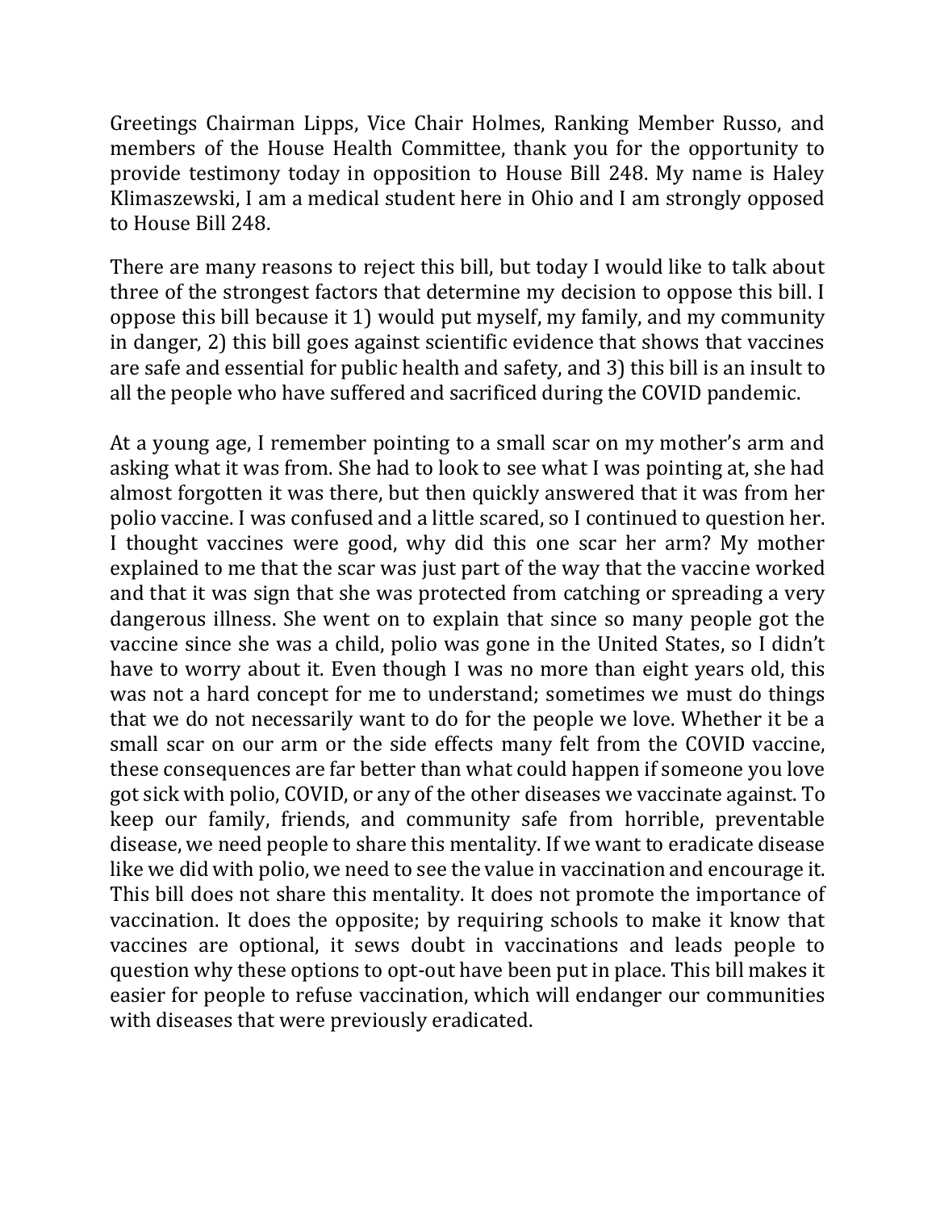Greetings Chairman Lipps, Vice Chair Holmes, Ranking Member Russo, and members of the House Health Committee, thank you for the opportunity to provide testimony today in opposition to House Bill 248. My name is Haley Klimaszewski, I am a medical student here in Ohio and I am strongly opposed to House Bill 248.

There are many reasons to reject this bill, but today I would like to talk about three of the strongest factors that determine my decision to oppose this bill. I oppose this bill because it 1) would put myself, my family, and my community in danger, 2) this bill goes against scientific evidence that shows that vaccines are safe and essential for public health and safety, and 3) this bill is an insult to all the people who have suffered and sacrificed during the COVID pandemic.

At a young age, I remember pointing to a small scar on my mother's arm and asking what it was from. She had to look to see what I was pointing at, she had almost forgotten it was there, but then quickly answered that it was from her polio vaccine. I was confused and a little scared, so I continued to question her. I thought vaccines were good, why did this one scar her arm? My mother explained to me that the scar was just part of the way that the vaccine worked and that it was sign that she was protected from catching or spreading a very dangerous illness. She went on to explain that since so many people got the vaccine since she was a child, polio was gone in the United States, so I didn't have to worry about it. Even though I was no more than eight years old, this was not a hard concept for me to understand; sometimes we must do things that we do not necessarily want to do for the people we love. Whether it be a small scar on our arm or the side effects many felt from the COVID vaccine, these consequences are far better than what could happen if someone you love got sick with polio, COVID, or any of the other diseases we vaccinate against. To keep our family, friends, and community safe from horrible, preventable disease, we need people to share this mentality. If we want to eradicate disease like we did with polio, we need to see the value in vaccination and encourage it. This bill does not share this mentality. It does not promote the importance of vaccination. It does the opposite; by requiring schools to make it know that vaccines are optional, it sews doubt in vaccinations and leads people to question why these options to opt-out have been put in place. This bill makes it easier for people to refuse vaccination, which will endanger our communities with diseases that were previously eradicated.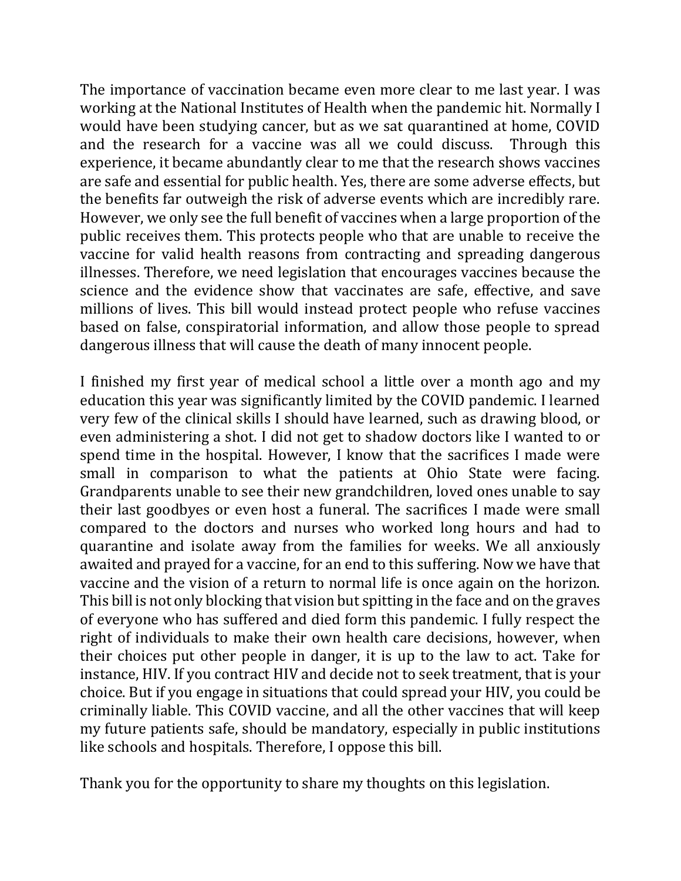The importance of vaccination became even more clear to me last year. I was working at the National Institutes of Health when the pandemic hit. Normally I would have been studying cancer, but as we sat quarantined at home, COVID and the research for a vaccine was all we could discuss. Through this experience, it became abundantly clear to me that the research shows vaccines are safe and essential for public health. Yes, there are some adverse effects, but the benefits far outweigh the risk of adverse events which are incredibly rare. However, we only see the full benefit of vaccines when a large proportion of the public receives them. This protects people who that are unable to receive the vaccine for valid health reasons from contracting and spreading dangerous illnesses. Therefore, we need legislation that encourages vaccines because the science and the evidence show that vaccinates are safe, effective, and save millions of lives. This bill would instead protect people who refuse vaccines based on false, conspiratorial information, and allow those people to spread dangerous illness that will cause the death of many innocent people.

I finished my first year of medical school a little over a month ago and my education this year was significantly limited by the COVID pandemic. I learned very few of the clinical skills I should have learned, such as drawing blood, or even administering a shot. I did not get to shadow doctors like I wanted to or spend time in the hospital. However, I know that the sacrifices I made were small in comparison to what the patients at Ohio State were facing. Grandparents unable to see their new grandchildren, loved ones unable to say their last goodbyes or even host a funeral. The sacrifices I made were small compared to the doctors and nurses who worked long hours and had to quarantine and isolate away from the families for weeks. We all anxiously awaited and prayed for a vaccine, for an end to this suffering. Now we have that vaccine and the vision of a return to normal life is once again on the horizon. This bill is not only blocking that vision but spitting in the face and on the graves of everyone who has suffered and died form this pandemic. I fully respect the right of individuals to make their own health care decisions, however, when their choices put other people in danger, it is up to the law to act. Take for instance, HIV. If you contract HIV and decide not to seek treatment, that is your choice. But if you engage in situations that could spread your HIV, you could be criminally liable. This COVID vaccine, and all the other vaccines that will keep my future patients safe, should be mandatory, especially in public institutions like schools and hospitals. Therefore, I oppose this bill.

Thank you for the opportunity to share my thoughts on this legislation.